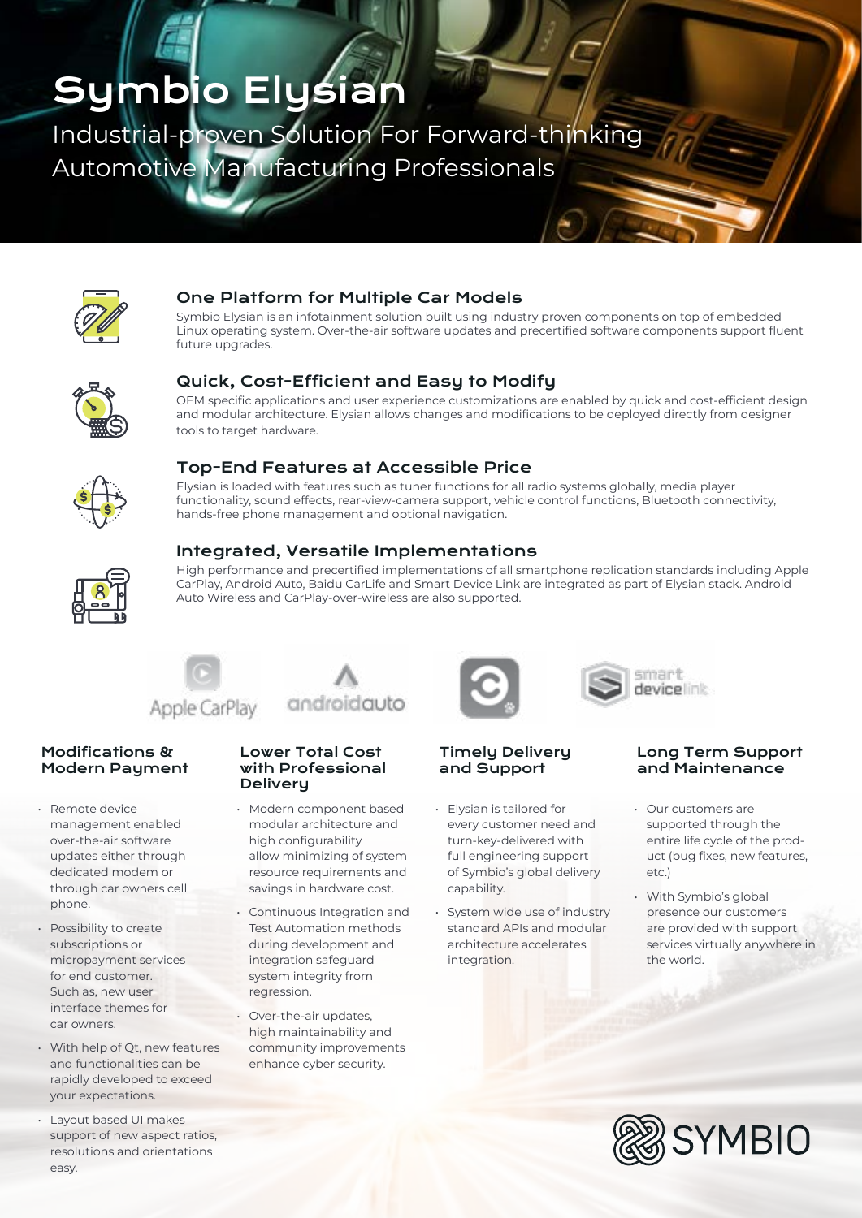# Symbio Elysian

Industrial-proven Solution For Forward-thinking Automotive Manufacturing Professionals

## One Platform for Multiple Car Models

Symbio Elysian is an infotainment solution built using industry proven components on top of embedded Linux operating system. Over-the-air software updates and precertified software components support fluent future upgrades.

## Quick, Cost-Efficient and Easy to Modify

OEM specific applications and user experience customizations are enabled by quick and cost-efficient design and modular architecture. Elysian allows changes and modifications to be deployed directly from designer tools to target hardware.

## Top-End Features at Accessible Price

Elysian is loaded with features such as tuner functions for all radio systems globally, media player functionality, sound effects, rear-view-camera support, vehicle control functions, Bluetooth connectivity, hands-free phone management and optional navigation.

## Integrated, Versatile Implementations

High performance and precertified implementations of all smartphone replication standards including Apple CarPlay, Android Auto, Baidu CarLife and Smart Device Link are integrated as part of Elysian stack. Android Auto Wireless and CarPlay-over-wireless are also supported.

Apple CarPlay androidauto smart devicelink

### Modifications & Modern Payment

- Remote device management enabled over-the-air software updates either through dedicated modem or through car owners cell phone.
- Possibility to create subscriptions or micropayment services for end customer. Such as, new user interface themes for car owners.
- With help of Qt, new features and functionalities can be rapidly developed to exceed your expectations.
- Layout based UI makes support of new aspect ratios, resolutions and orientations easy.

### Lower Total Cost with Professional Delivery

- Modern component based modular architecture and high configurability allow minimizing of system resource requirements and savings in hardware cost.
- Continuous Integration and Test Automation methods during development and integration safeguard system integrity from regression.
- Over-the-air updates, high maintainability and community improvements enhance cyber security.

### Timely Delivery and Support

- Elysian is tailored for every customer need and turn-key-delivered with full engineering support of Symbio's global delivery capability.
- System wide use of industry standard APIs and modular architecture accelerates integration.

### Long Term Support and Maintenance

- Our customers are supported through the entire life cycle of the product (bug fixes, new features, etc.)
- With Symbio's global presence our customers are provided with support services virtually anywhere in the world.

SYMBIO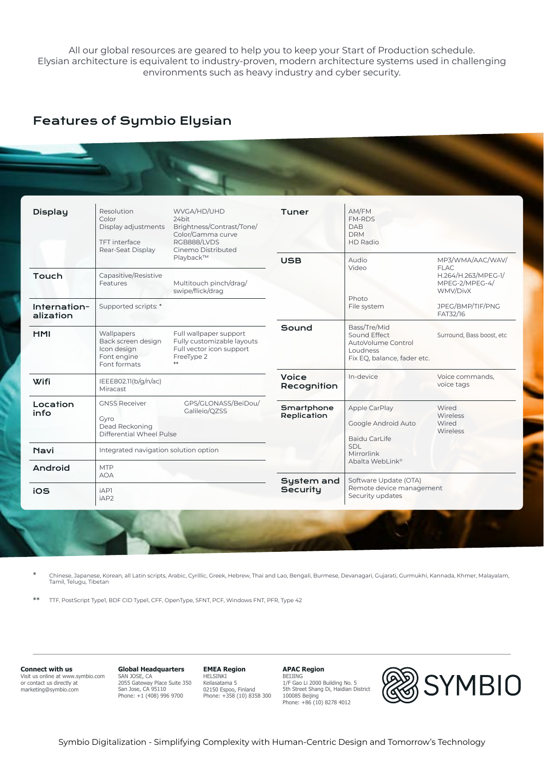All our global resources are geared to help you to keep your Start of Production schedule.
Elysian architecture is equivalent to industry-proven, modern architecture systems used in challenging environments such as heavy industry and cyber security.

## Features of Symbio Elysian

| | | |
|---|---|---|
| **Display** | Resolution | WVGA/HD/UHD |
| | Color | 24bit |
| | Display adjustments | Brightness/Contrast/Tone/Color/Gamma curve |
| | TFT interface | RGB888/LVDS |
| | Rear-Seat Display | Cinemo Distributed Playback™ |
| **Touch** | Capasitive/Resistive | |
| | Features | Multitouch pinch/drag/swipe/flick/drag |
| **Internation-alization** | Supported scripts: * | |
| **HMI** | Wallpapers | Full wallpaper support |
| | Back screen design | Fully customizable layouts |
| | Icon design | Full vector icon support |
| | Font engine | FreeType 2 |
| | Font formats | ** |
| **Wifi** | IEEE802.11(b/g/n/ac) | |
| | Miracast | |
| **Location info** | GNSS Receiver | GPS/GLONASS/BeiDou/Galileio/QZSS |
| | Gyro | |
| | Dead Reckoning | |
| | Differential Wheel Pulse | |
| **Navi** | Integrated navigation solution option | |
| **Android** | MTP | |
| | AOA | |
| **iOS** | iAP1 | |
| | iAP2 | |

| | | |
|---|---|---|
| **Tuner** | AM/FM | |
| | FM-RDS | |
| | DAB | |
| | DRM | |
| | HD Radio | |
| **USB** | Audio | MP3/WMA/AAC/WAV/FLAC |
| | Video | H.264/H.263/MPEG-1/MPEG-2/MPEG-4/WMV/DivX |
| | Photo | JPEG/BMP/TIF/PNG |
| | File system | FAT32/16 |
| **Sound** | Bass/Tre/Mid | |
| | Sound Effect | Surround, Bass boost, etc |
| | AutoVolume Control | |
| | Loudness | |
| | Fix EQ, balance, fader etc. | |
| **Voice Recognition** | In-device | Voice commands, voice tags |
| **Smartphone Replication** | Apple CarPlay | Wired, Wireless |
| | Google Android Auto | Wired, Wireless |
| | Baidu CarLife | |
| | SDL | |
| | Mirrorlink | |
| | Abalta WebLink® | |
| **System and Security** | Software Update (OTA) | |
| | Remote device management | |
| | Security updates | |

\* Chinese, Japanese, Korean, all Latin scripts, Arabic, Cyrillic, Greek, Hebrew, Thai and Lao, Bengali, Burmese, Devanagari, Gujarati, Gurmukhi, Kannada, Khmer, Malayalam, Tamil, Telugu, Tibetan

\** TTF, PostScript Type1, BDF CID Type1, CFF, OpenType, SFNT, PCF, Windows FNT, PFR, Type 42

**Connect with us**
Visit us online at www.symbio.com or contact us directly at marketing@symbio.com

**Global Headquarters**
SAN JOSE, CA
2055 Gateway Place Suite 350
San Jose, CA 95110
Phone: +1 (408) 996 9700

**EMEA Region**
HELSINKI
Keilasatama 5
02150 Espoo, Finland
Phone: +358 (10) 8358 300

**APAC Region**
BEIJING
1/F Gao Li 2000 Building No. 5
5th Street Shang Di, Haidian District
100085 Beijing
Phone: +86 (10) 8278 4012

SYMBIO

Symbio Digitalization - Simplifying Complexity with Human-Centric Design and Tomorrow's Technology